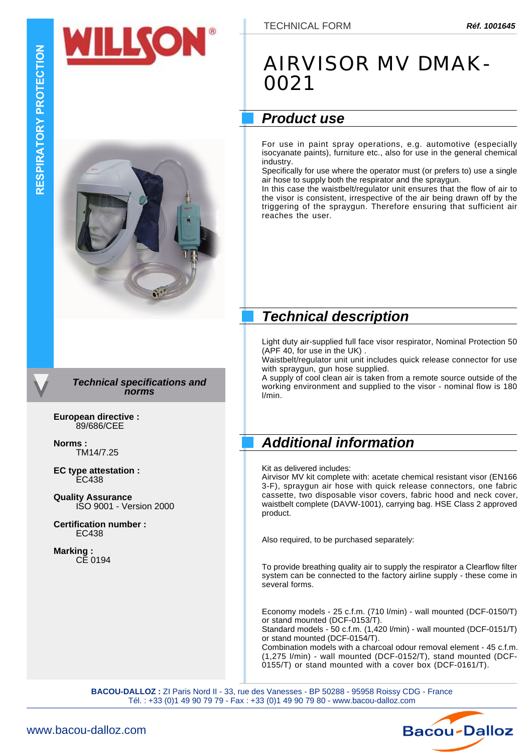RESPIRATORY PROTECTION

TECHNICAL FORM **Réf. 1001645**

# AIRVISOR MV DMAK-0021

## Product use

For use in paint spray operations, e.g. automotive (especially isocyanate paints), furniture etc., also for use in the general chemical industry.
Specifically for use where the operator must (or prefers to) use a single air hose to supply both the respirator and the spraygun.
In this case the waistbelt/regulator unit ensures that the flow of air to the visor is consistent, irrespective of the air being drawn off by the triggering of the spraygun. Therefore ensuring that sufficient air reaches the user.

## Technical description

Light duty air-supplied full face visor respirator, Nominal Protection 50 (APF 40, for use in the UK) .
Waistbelt/regulator unit unit includes quick release connector for use with spraygun, gun hose supplied.
A supply of cool clean air is taken from a remote source outside of the working environment and supplied to the visor - nominal flow is 180 l/min.

## Additional information

Kit as delivered includes:
Airvisor MV kit complete with: acetate chemical resistant visor (EN166 3-F), spraygun air hose with quick release connectors, one fabric cassette, two disposable visor covers, fabric hood and neck cover, waistbelt complete (DAVW-1001), carrying bag. HSE Class 2 approved product.

Also required, to be purchased separately:

To provide breathing quality air to supply the respirator a Clearflow filter system can be connected to the factory airline supply - these come in several forms.

Economy models - 25 c.f.m. (710 l/min) - wall mounted (DCF-0150/T) or stand mounted (DCF-0153/T).
Standard models - 50 c.f.m. (1,420 l/min) - wall mounted (DCF-0151/T) or stand mounted (DCF-0154/T).
Combination models with a charcoal odour removal element - 45 c.f.m. (1,275 l/min) - wall mounted (DCF-0152/T), stand mounted (DCF-0155/T) or stand mounted with a cover box (DCF-0161/T).

## Technical specifications and norms

**European directive :**
89/686/CEE

**Norms :**
TM14/7.25

**EC type attestation :**
EC438

**Quality Assurance**
ISO 9001 - Version 2000

**Certification number :**
EC438

**Marking :**
CE 0194

**BACOU-DALLOZ :** ZI Paris Nord II - 33, rue des Vanesses - BP 50288 - 95958 Roissy CDG - France
Tél. : +33 (0)1 49 90 79 79 - Fax : +33 (0)1 49 90 79 80 - www.bacou-dalloz.com

www.bacou-dalloz.com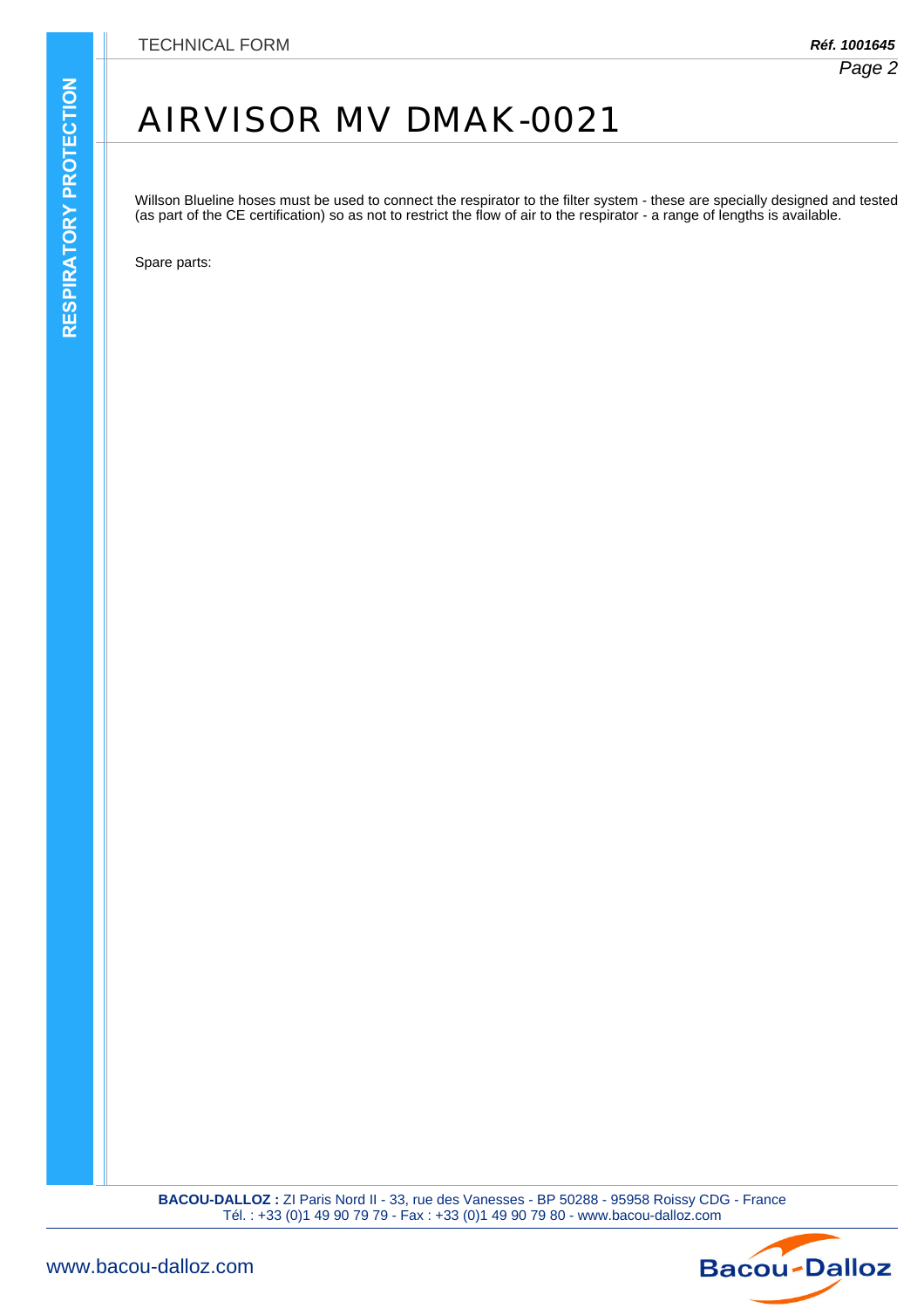# AIRVISOR MV DMAK-0021

Willson Blueline hoses must be used to connect the respirator to the filter system - these are specially designed and tested (as part of the CE certification) so as not to restrict the flow of air to the respirator - a range of lengths is available.

Spare parts: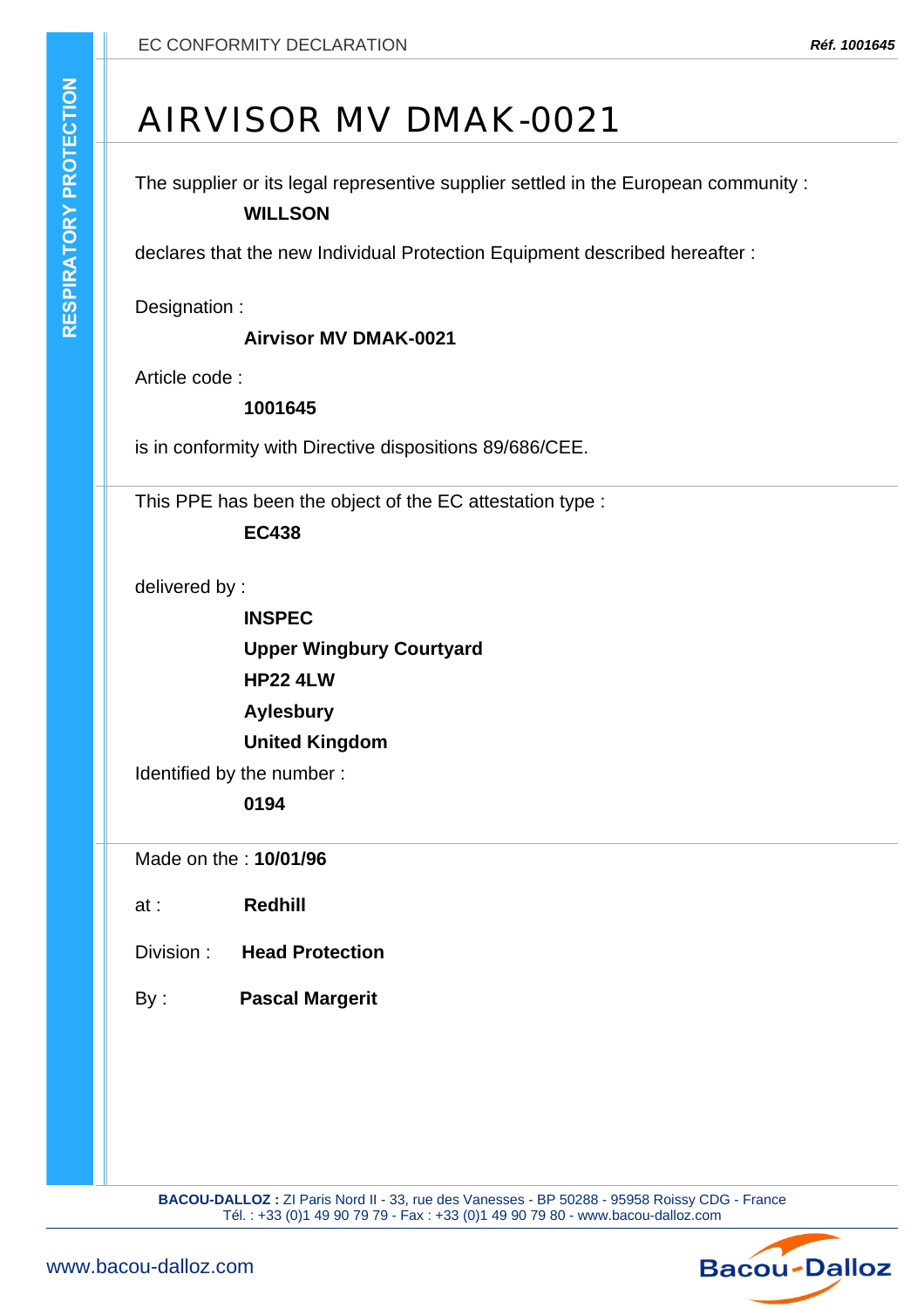# AIRVISOR MV DMAK-0021

The supplier or its legal representive supplier settled in the European community :

**WILLSON**

declares that the new Individual Protection Equipment described hereafter :

Designation :

**Airvisor MV DMAK-0021**

Article code :

**1001645**

is in conformity with Directive dispositions 89/686/CEE.

This PPE has been the object of the EC attestation type :

**EC438**

delivered by :

**INSPEC**
**Upper Wingbury Courtyard**
**HP22 4LW**
**Aylesbury**
**United Kingdom**

Identified by the number :

**0194**

Made on the : **10/01/96**

at : **Redhill**

Division : **Head Protection**

By : **Pascal Margerit**

**BACOU-DALLOZ :** ZI Paris Nord II - 33, rue des Vanesses - BP 50288 - 95958 Roissy CDG - France
Tél. : +33 (0)1 49 90 79 79 - Fax : +33 (0)1 49 90 79 80 - www.bacou-dalloz.com